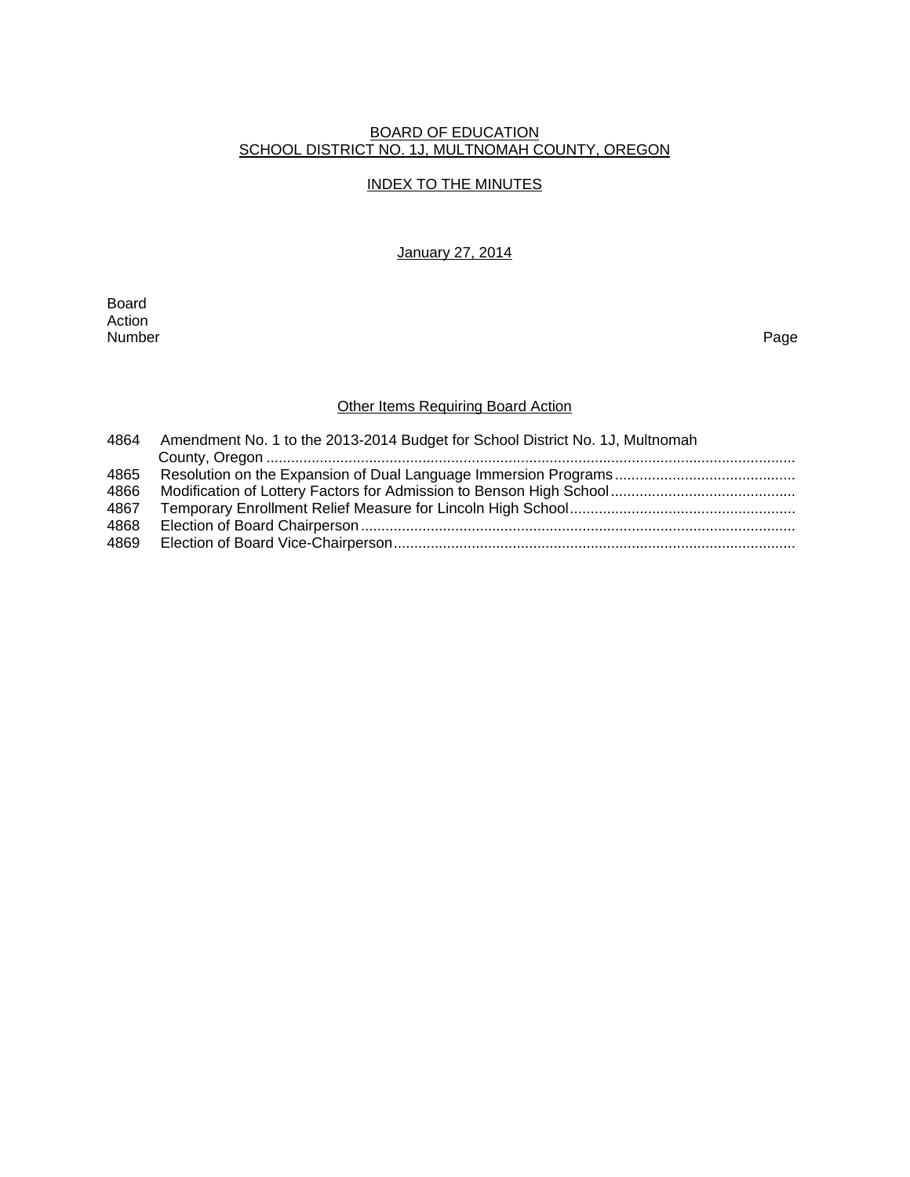BOARD OF EDUCATION
SCHOOL DISTRICT NO. 1J, MULTNOMAH COUNTY, OREGON

INDEX TO THE MINUTES

January 27, 2014

| Board Action Number | | Page |
|---|---|---|

## Other Items Requiring Board Action

| | | |
|---|---|---|
| 4864 | Amendment No. 1 to the 2013-2014 Budget for School District No. 1J, Multnomah County, Oregon | |
| 4865 | Resolution on the Expansion of Dual Language Immersion Programs | |
| 4866 | Modification of Lottery Factors for Admission to Benson High School | |
| 4867 | Temporary Enrollment Relief Measure for Lincoln High School | |
| 4868 | Election of Board Chairperson | |
| 4869 | Election of Board Vice-Chairperson | |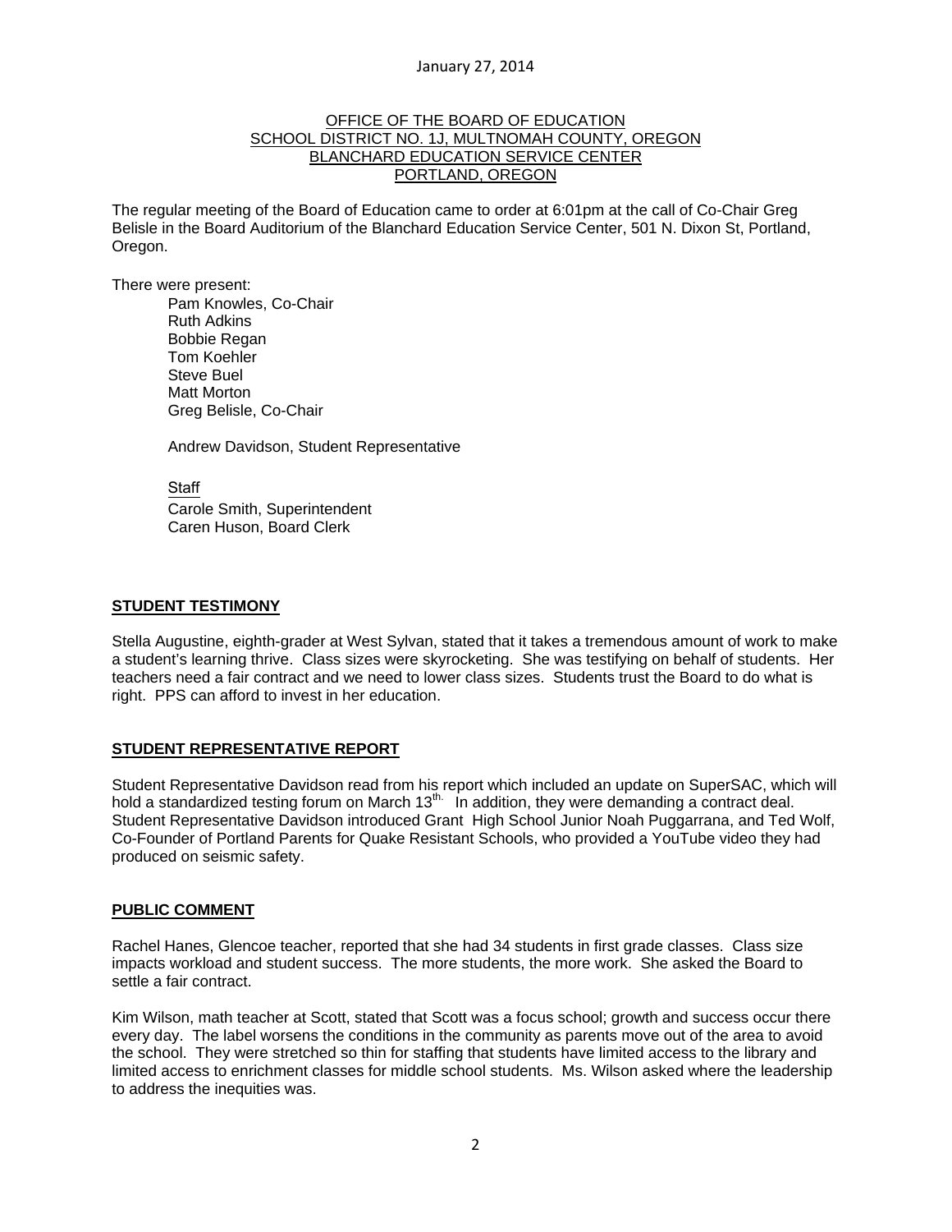January 27, 2014

OFFICE OF THE BOARD OF EDUCATION
SCHOOL DISTRICT NO. 1J, MULTNOMAH COUNTY, OREGON
BLANCHARD EDUCATION SERVICE CENTER
PORTLAND, OREGON

The regular meeting of the Board of Education came to order at 6:01pm at the call of Co-Chair Greg Belisle in the Board Auditorium of the Blanchard Education Service Center, 501 N. Dixon St, Portland, Oregon.

There were present:

Pam Knowles, Co-Chair
Ruth Adkins
Bobbie Regan
Tom Koehler
Steve Buel
Matt Morton
Greg Belisle, Co-Chair

Andrew Davidson, Student Representative

Staff
Carole Smith, Superintendent
Caren Huson, Board Clerk

## STUDENT TESTIMONY

Stella Augustine, eighth-grader at West Sylvan, stated that it takes a tremendous amount of work to make a student's learning thrive. Class sizes were skyrocketing. She was testifying on behalf of students. Her teachers need a fair contract and we need to lower class sizes. Students trust the Board to do what is right. PPS can afford to invest in her education.

## STUDENT REPRESENTATIVE REPORT

Student Representative Davidson read from his report which included an update on SuperSAC, which will hold a standardized testing forum on March 13th. In addition, they were demanding a contract deal. Student Representative Davidson introduced Grant High School Junior Noah Puggarrana, and Ted Wolf, Co-Founder of Portland Parents for Quake Resistant Schools, who provided a YouTube video they had produced on seismic safety.

## PUBLIC COMMENT

Rachel Hanes, Glencoe teacher, reported that she had 34 students in first grade classes. Class size impacts workload and student success. The more students, the more work. She asked the Board to settle a fair contract.

Kim Wilson, math teacher at Scott, stated that Scott was a focus school; growth and success occur there every day. The label worsens the conditions in the community as parents move out of the area to avoid the school. They were stretched so thin for staffing that students have limited access to the library and limited access to enrichment classes for middle school students. Ms. Wilson asked where the leadership to address the inequities was.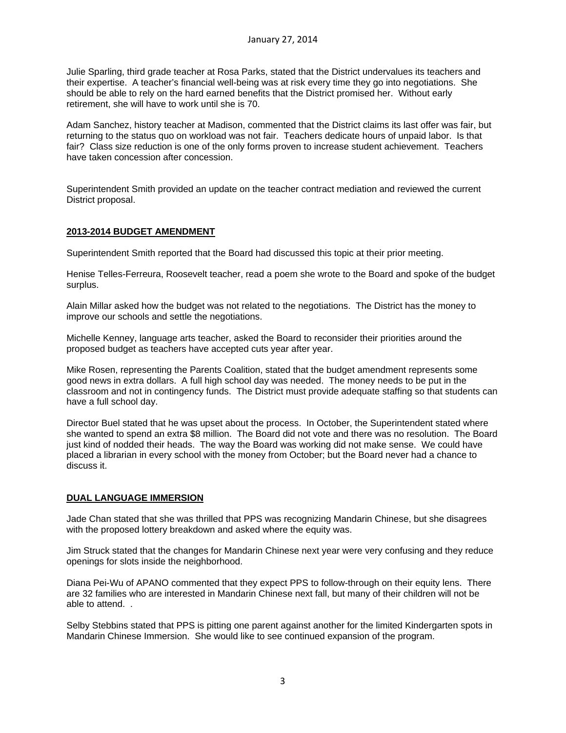Julie Sparling, third grade teacher at Rosa Parks, stated that the District undervalues its teachers and their expertise. A teacher's financial well-being was at risk every time they go into negotiations. She should be able to rely on the hard earned benefits that the District promised her. Without early retirement, she will have to work until she is 70.

Adam Sanchez, history teacher at Madison, commented that the District claims its last offer was fair, but returning to the status quo on workload was not fair. Teachers dedicate hours of unpaid labor. Is that fair? Class size reduction is one of the only forms proven to increase student achievement. Teachers have taken concession after concession.

Superintendent Smith provided an update on the teacher contract mediation and reviewed the current District proposal.

## 2013-2014 BUDGET AMENDMENT

Superintendent Smith reported that the Board had discussed this topic at their prior meeting.

Henise Telles-Ferreura, Roosevelt teacher, read a poem she wrote to the Board and spoke of the budget surplus.

Alain Millar asked how the budget was not related to the negotiations. The District has the money to improve our schools and settle the negotiations.

Michelle Kenney, language arts teacher, asked the Board to reconsider their priorities around the proposed budget as teachers have accepted cuts year after year.

Mike Rosen, representing the Parents Coalition, stated that the budget amendment represents some good news in extra dollars. A full high school day was needed. The money needs to be put in the classroom and not in contingency funds. The District must provide adequate staffing so that students can have a full school day.

Director Buel stated that he was upset about the process. In October, the Superintendent stated where she wanted to spend an extra $8 million. The Board did not vote and there was no resolution. The Board just kind of nodded their heads. The way the Board was working did not make sense. We could have placed a librarian in every school with the money from October; but the Board never had a chance to discuss it.

## DUAL LANGUAGE IMMERSION

Jade Chan stated that she was thrilled that PPS was recognizing Mandarin Chinese, but she disagrees with the proposed lottery breakdown and asked where the equity was.

Jim Struck stated that the changes for Mandarin Chinese next year were very confusing and they reduce openings for slots inside the neighborhood.

Diana Pei-Wu of APANO commented that they expect PPS to follow-through on their equity lens. There are 32 families who are interested in Mandarin Chinese next fall, but many of their children will not be able to attend. .

Selby Stebbins stated that PPS is pitting one parent against another for the limited Kindergarten spots in Mandarin Chinese Immersion. She would like to see continued expansion of the program.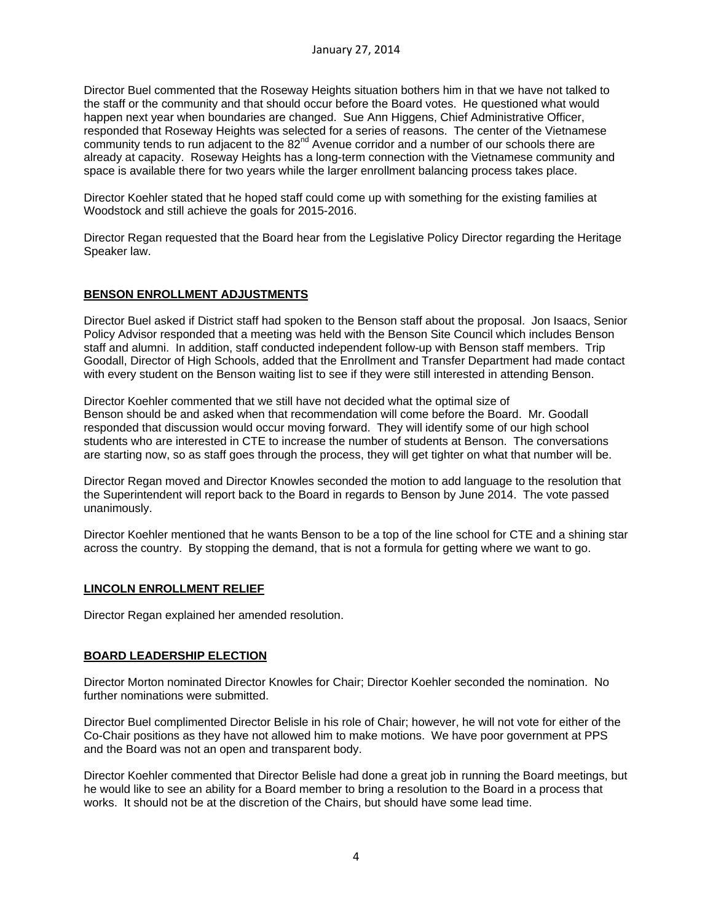Director Buel commented that the Roseway Heights situation bothers him in that we have not talked to the staff or the community and that should occur before the Board votes. He questioned what would happen next year when boundaries are changed. Sue Ann Higgens, Chief Administrative Officer, responded that Roseway Heights was selected for a series of reasons. The center of the Vietnamese community tends to run adjacent to the 82nd Avenue corridor and a number of our schools there are already at capacity. Roseway Heights has a long-term connection with the Vietnamese community and space is available there for two years while the larger enrollment balancing process takes place.

Director Koehler stated that he hoped staff could come up with something for the existing families at Woodstock and still achieve the goals for 2015-2016.

Director Regan requested that the Board hear from the Legislative Policy Director regarding the Heritage Speaker law.

## BENSON ENROLLMENT ADJUSTMENTS

Director Buel asked if District staff had spoken to the Benson staff about the proposal. Jon Isaacs, Senior Policy Advisor responded that a meeting was held with the Benson Site Council which includes Benson staff and alumni. In addition, staff conducted independent follow-up with Benson staff members. Trip Goodall, Director of High Schools, added that the Enrollment and Transfer Department had made contact with every student on the Benson waiting list to see if they were still interested in attending Benson.

Director Koehler commented that we still have not decided what the optimal size of Benson should be and asked when that recommendation will come before the Board. Mr. Goodall responded that discussion would occur moving forward. They will identify some of our high school students who are interested in CTE to increase the number of students at Benson. The conversations are starting now, so as staff goes through the process, they will get tighter on what that number will be.

Director Regan moved and Director Knowles seconded the motion to add language to the resolution that the Superintendent will report back to the Board in regards to Benson by June 2014. The vote passed unanimously.

Director Koehler mentioned that he wants Benson to be a top of the line school for CTE and a shining star across the country. By stopping the demand, that is not a formula for getting where we want to go.

## LINCOLN ENROLLMENT RELIEF

Director Regan explained her amended resolution.

## BOARD LEADERSHIP ELECTION

Director Morton nominated Director Knowles for Chair; Director Koehler seconded the nomination. No further nominations were submitted.

Director Buel complimented Director Belisle in his role of Chair; however, he will not vote for either of the Co-Chair positions as they have not allowed him to make motions. We have poor government at PPS and the Board was not an open and transparent body.

Director Koehler commented that Director Belisle had done a great job in running the Board meetings, but he would like to see an ability for a Board member to bring a resolution to the Board in a process that works. It should not be at the discretion of the Chairs, but should have some lead time.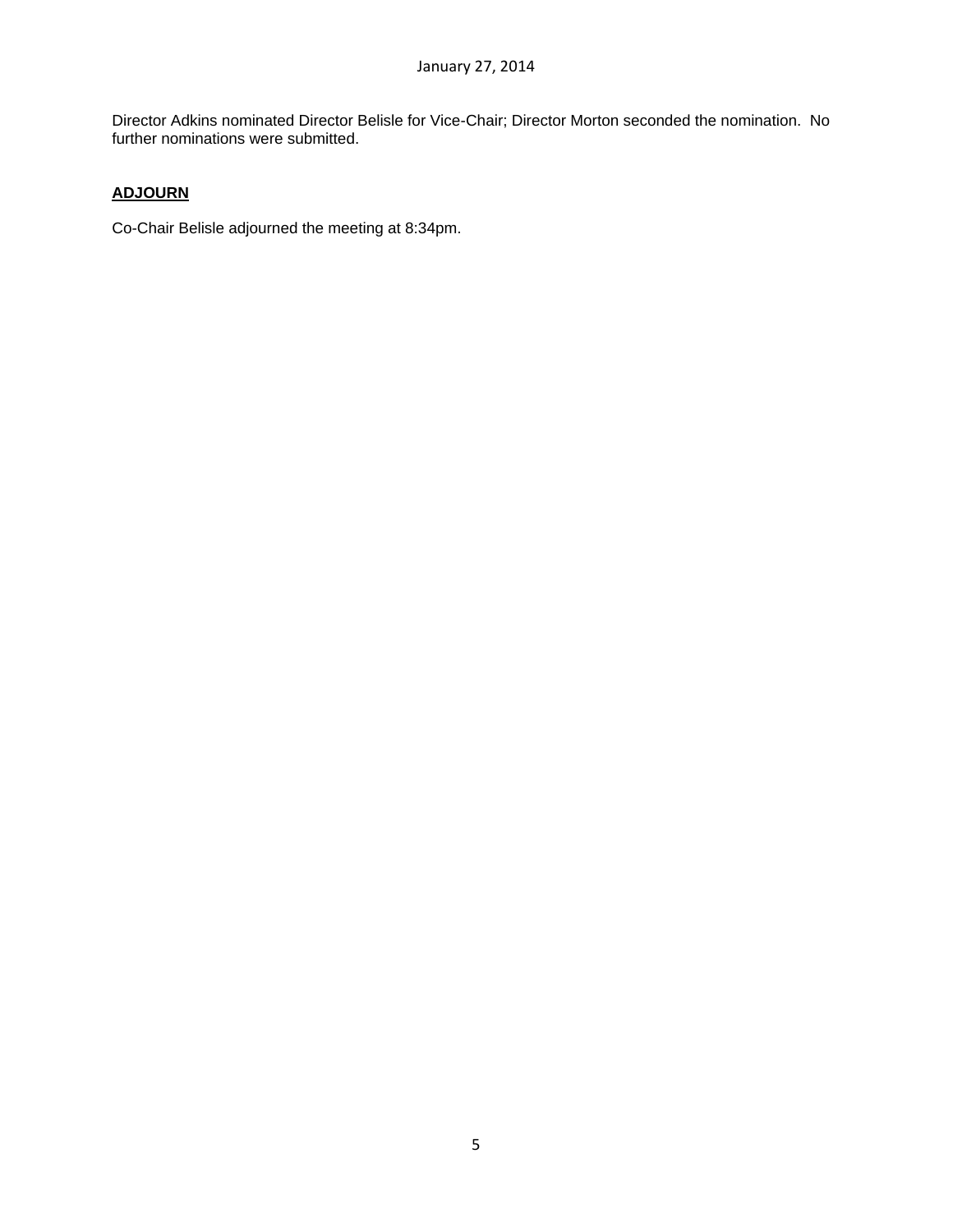Director Adkins nominated Director Belisle for Vice-Chair; Director Morton seconded the nomination. No further nominations were submitted.

**ADJOURN**

Co-Chair Belisle adjourned the meeting at 8:34pm.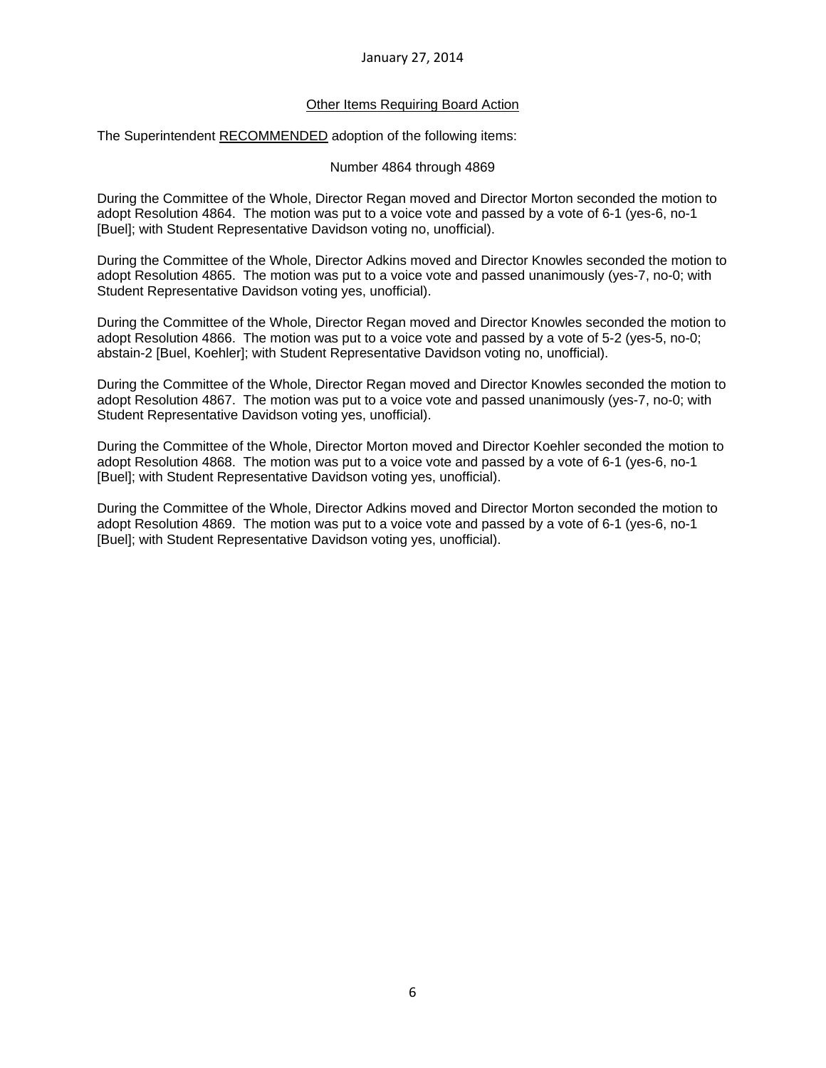January 27, 2014

<u>Other Items Requiring Board Action</u>

The Superintendent <u>RECOMMENDED</u> adoption of the following items:

Number 4864 through 4869

During the Committee of the Whole, Director Regan moved and Director Morton seconded the motion to adopt Resolution 4864. The motion was put to a voice vote and passed by a vote of 6-1 (yes-6, no-1 [Buel]; with Student Representative Davidson voting no, unofficial).

During the Committee of the Whole, Director Adkins moved and Director Knowles seconded the motion to adopt Resolution 4865. The motion was put to a voice vote and passed unanimously (yes-7, no-0; with Student Representative Davidson voting yes, unofficial).

During the Committee of the Whole, Director Regan moved and Director Knowles seconded the motion to adopt Resolution 4866. The motion was put to a voice vote and passed by a vote of 5-2 (yes-5, no-0; abstain-2 [Buel, Koehler]; with Student Representative Davidson voting no, unofficial).

During the Committee of the Whole, Director Regan moved and Director Knowles seconded the motion to adopt Resolution 4867. The motion was put to a voice vote and passed unanimously (yes-7, no-0; with Student Representative Davidson voting yes, unofficial).

During the Committee of the Whole, Director Morton moved and Director Koehler seconded the motion to adopt Resolution 4868. The motion was put to a voice vote and passed by a vote of 6-1 (yes-6, no-1 [Buel]; with Student Representative Davidson voting yes, unofficial).

During the Committee of the Whole, Director Adkins moved and Director Morton seconded the motion to adopt Resolution 4869. The motion was put to a voice vote and passed by a vote of 6-1 (yes-6, no-1 [Buel]; with Student Representative Davidson voting yes, unofficial).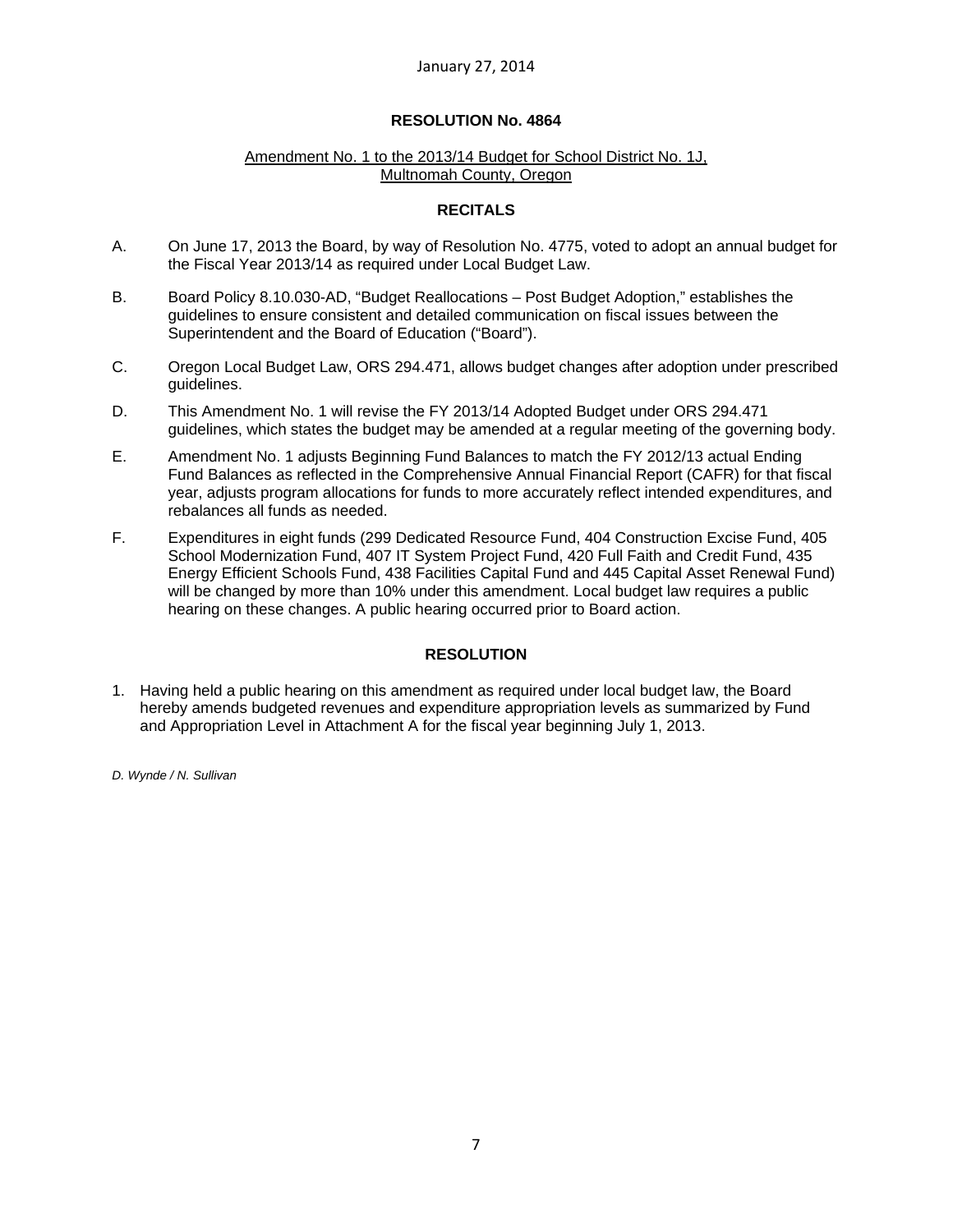January 27, 2014

**RESOLUTION No. 4864**

Amendment No. 1 to the 2013/14 Budget for School District No. 1J, Multnomah County, Oregon

**RECITALS**

A. On June 17, 2013 the Board, by way of Resolution No. 4775, voted to adopt an annual budget for the Fiscal Year 2013/14 as required under Local Budget Law.

B. Board Policy 8.10.030-AD, "Budget Reallocations – Post Budget Adoption," establishes the guidelines to ensure consistent and detailed communication on fiscal issues between the Superintendent and the Board of Education ("Board").

C. Oregon Local Budget Law, ORS 294.471, allows budget changes after adoption under prescribed guidelines.

D. This Amendment No. 1 will revise the FY 2013/14 Adopted Budget under ORS 294.471 guidelines, which states the budget may be amended at a regular meeting of the governing body.

E. Amendment No. 1 adjusts Beginning Fund Balances to match the FY 2012/13 actual Ending Fund Balances as reflected in the Comprehensive Annual Financial Report (CAFR) for that fiscal year, adjusts program allocations for funds to more accurately reflect intended expenditures, and rebalances all funds as needed.

F. Expenditures in eight funds (299 Dedicated Resource Fund, 404 Construction Excise Fund, 405 School Modernization Fund, 407 IT System Project Fund, 420 Full Faith and Credit Fund, 435 Energy Efficient Schools Fund, 438 Facilities Capital Fund and 445 Capital Asset Renewal Fund) will be changed by more than 10% under this amendment. Local budget law requires a public hearing on these changes. A public hearing occurred prior to Board action.

**RESOLUTION**

1. Having held a public hearing on this amendment as required under local budget law, the Board hereby amends budgeted revenues and expenditure appropriation levels as summarized by Fund and Appropriation Level in Attachment A for the fiscal year beginning July 1, 2013.

*D. Wynde / N. Sullivan*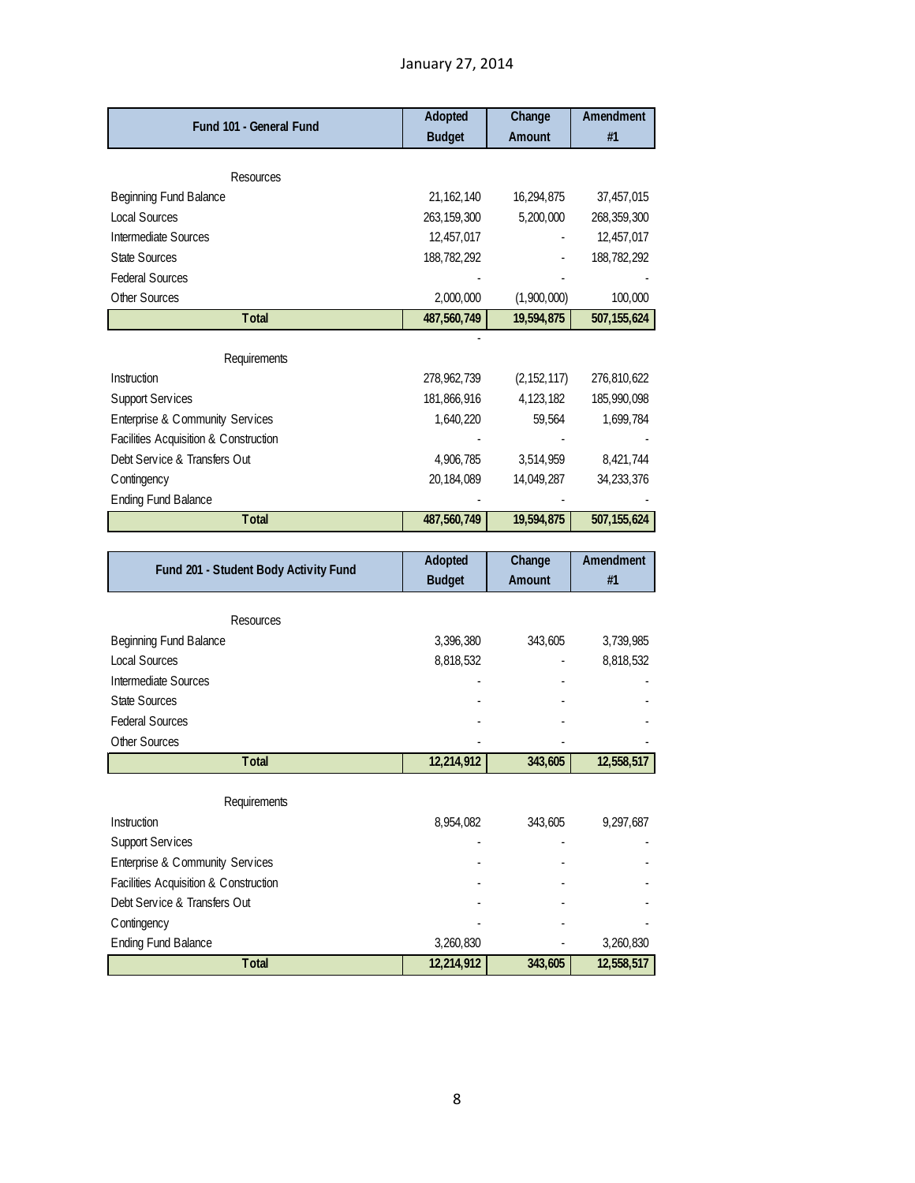January 27, 2014

| Fund 101 - General Fund | Adopted Budget | Change Amount | Amendment #1 |
|---|---|---|---|
| Resources | | | |
| Beginning Fund Balance | 21,162,140 | 16,294,875 | 37,457,015 |
| Local Sources | 263,159,300 | 5,200,000 | 268,359,300 |
| Intermediate Sources | 12,457,017 | - | 12,457,017 |
| State Sources | 188,782,292 | - | 188,782,292 |
| Federal Sources | - | - | - |
| Other Sources | 2,000,000 | (1,900,000) | 100,000 |
| **Total** | **487,560,749** | **19,594,875** | **507,155,624** |
| | - | | |
| Requirements | | | |
| Instruction | 278,962,739 | (2,152,117) | 276,810,622 |
| Support Services | 181,866,916 | 4,123,182 | 185,990,098 |
| Enterprise & Community Services | 1,640,220 | 59,564 | 1,699,784 |
| Facilities Acquisition & Construction | - | - | - |
| Debt Service & Transfers Out | 4,906,785 | 3,514,959 | 8,421,744 |
| Contingency | 20,184,089 | 14,049,287 | 34,233,376 |
| Ending Fund Balance | - | - | - |
| **Total** | **487,560,749** | **19,594,875** | **507,155,624** |

| Fund 201 - Student Body Activity Fund | Adopted Budget | Change Amount | Amendment #1 |
|---|---|---|---|
| Resources | | | |
| Beginning Fund Balance | 3,396,380 | 343,605 | 3,739,985 |
| Local Sources | 8,818,532 | - | 8,818,532 |
| Intermediate Sources | - | - | - |
| State Sources | - | - | - |
| Federal Sources | - | - | - |
| Other Sources | - | - | - |
| **Total** | **12,214,912** | **343,605** | **12,558,517** |
| Requirements | | | |
| Instruction | 8,954,082 | 343,605 | 9,297,687 |
| Support Services | - | - | - |
| Enterprise & Community Services | - | - | - |
| Facilities Acquisition & Construction | - | - | - |
| Debt Service & Transfers Out | - | - | - |
| Contingency | - | - | - |
| Ending Fund Balance | 3,260,830 | - | 3,260,830 |
| **Total** | **12,214,912** | **343,605** | **12,558,517** |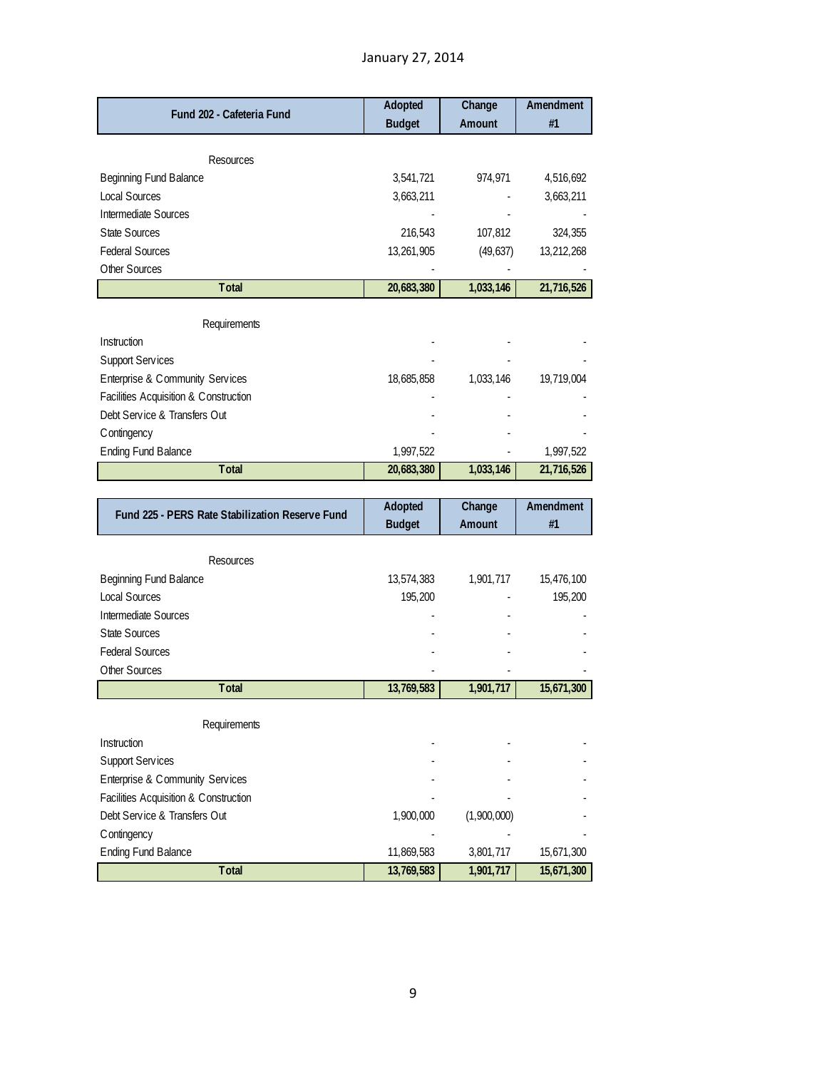January 27, 2014

| Fund 202 - Cafeteria Fund | Adopted Budget | Change Amount | Amendment #1 |
|---|---|---|---|
| Resources | | | |
| Beginning Fund Balance | 3,541,721 | 974,971 | 4,516,692 |
| Local Sources | 3,663,211 | - | 3,663,211 |
| Intermediate Sources | - | - | - |
| State Sources | 216,543 | 107,812 | 324,355 |
| Federal Sources | 13,261,905 | (49,637) | 13,212,268 |
| Other Sources | - | - | - |
| **Total** | **20,683,380** | **1,033,146** | **21,716,526** |
| Requirements | | | |
| Instruction | - | - | - |
| Support Services | - | - | - |
| Enterprise & Community Services | 18,685,858 | 1,033,146 | 19,719,004 |
| Facilities Acquisition & Construction | - | - | - |
| Debt Service & Transfers Out | - | - | - |
| Contingency | - | - | - |
| Ending Fund Balance | 1,997,522 | - | 1,997,522 |
| **Total** | **20,683,380** | **1,033,146** | **21,716,526** |

| Fund 225 - PERS Rate Stabilization Reserve Fund | Adopted Budget | Change Amount | Amendment #1 |
|---|---|---|---|
| Resources | | | |
| Beginning Fund Balance | 13,574,383 | 1,901,717 | 15,476,100 |
| Local Sources | 195,200 | - | 195,200 |
| Intermediate Sources | - | - | - |
| State Sources | - | - | - |
| Federal Sources | - | - | - |
| Other Sources | - | - | - |
| **Total** | **13,769,583** | **1,901,717** | **15,671,300** |
| Requirements | | | |
| Instruction | - | - | - |
| Support Services | - | - | - |
| Enterprise & Community Services | - | - | - |
| Facilities Acquisition & Construction | - | - | - |
| Debt Service & Transfers Out | 1,900,000 | (1,900,000) | - |
| Contingency | - | - | - |
| Ending Fund Balance | 11,869,583 | 3,801,717 | 15,671,300 |
| **Total** | **13,769,583** | **1,901,717** | **15,671,300** |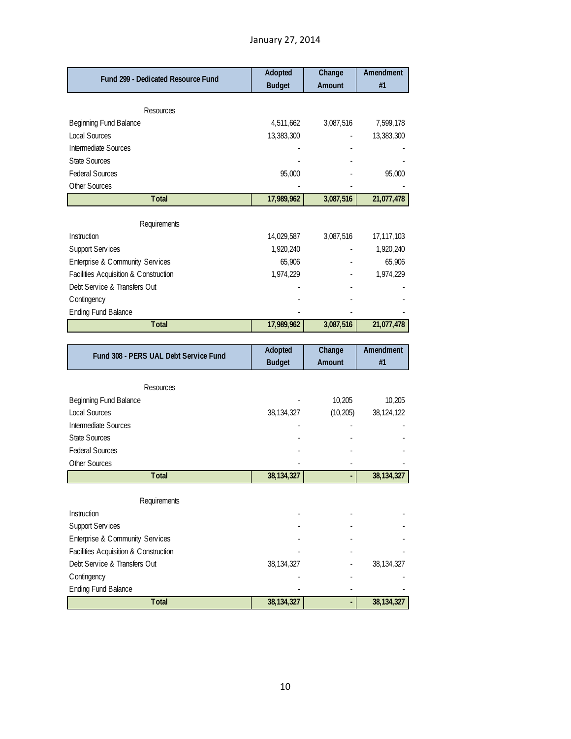January 27, 2014

| Fund 299 - Dedicated Resource Fund | Adopted Budget | Change Amount | Amendment #1 |
|---|---|---|---|
| Resources | | | |
| Beginning Fund Balance | 4,511,662 | 3,087,516 | 7,599,178 |
| Local Sources | 13,383,300 | - | 13,383,300 |
| Intermediate Sources | - | - | - |
| State Sources | - | - | - |
| Federal Sources | 95,000 | - | 95,000 |
| Other Sources | - | - | - |
| **Total** | **17,989,962** | **3,087,516** | **21,077,478** |
| Requirements | | | |
| Instruction | 14,029,587 | 3,087,516 | 17,117,103 |
| Support Services | 1,920,240 | - | 1,920,240 |
| Enterprise & Community Services | 65,906 | - | 65,906 |
| Facilities Acquisition & Construction | 1,974,229 | - | 1,974,229 |
| Debt Service & Transfers Out | - | - | - |
| Contingency | - | - | - |
| Ending Fund Balance | - | - | - |
| **Total** | **17,989,962** | **3,087,516** | **21,077,478** |

| Fund 308 - PERS UAL Debt Service Fund | Adopted Budget | Change Amount | Amendment #1 |
|---|---|---|---|
| Resources | | | |
| Beginning Fund Balance | - | 10,205 | 10,205 |
| Local Sources | 38,134,327 | (10,205) | 38,124,122 |
| Intermediate Sources | - | - | - |
| State Sources | - | - | - |
| Federal Sources | - | - | - |
| Other Sources | - | - | - |
| **Total** | **38,134,327** | **-** | **38,134,327** |
| Requirements | | | |
| Instruction | - | - | - |
| Support Services | - | - | - |
| Enterprise & Community Services | - | - | - |
| Facilities Acquisition & Construction | - | - | - |
| Debt Service & Transfers Out | 38,134,327 | - | 38,134,327 |
| Contingency | - | - | - |
| Ending Fund Balance | - | - | - |
| **Total** | **38,134,327** | **-** | **38,134,327** |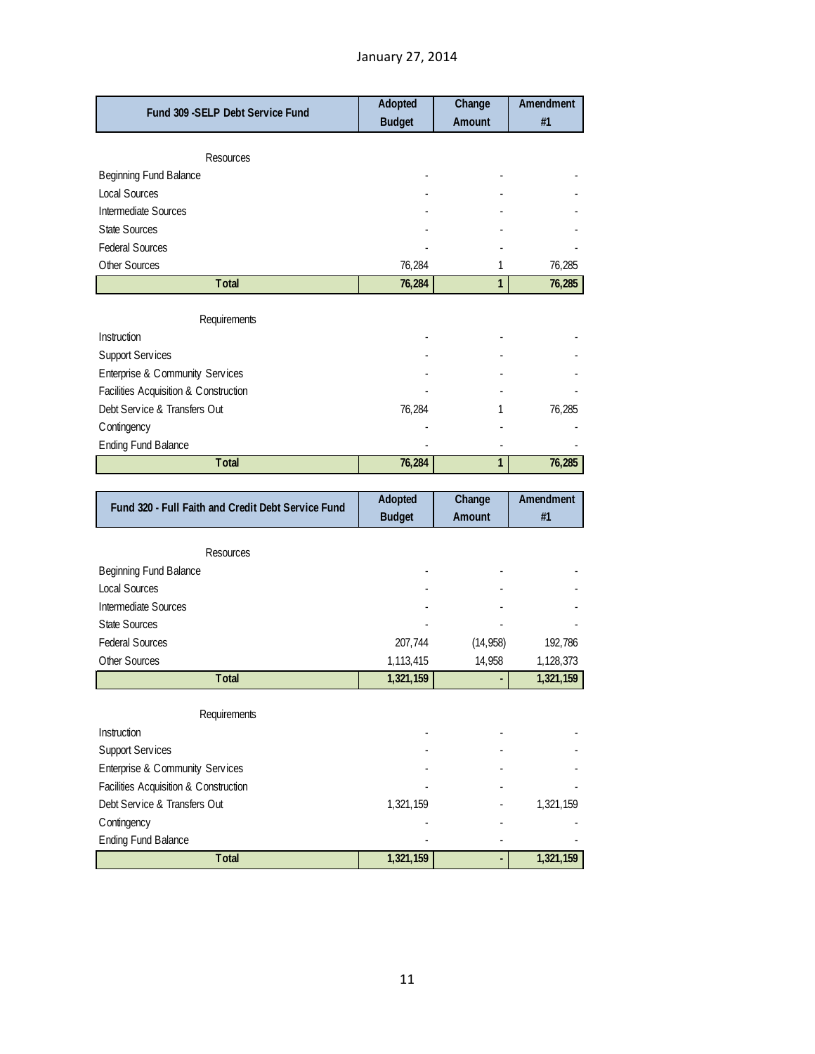January 27, 2014

| Fund 309 -SELP Debt Service Fund | Adopted Budget | Change Amount | Amendment #1 |
|---|---|---|---|
| Resources | | | |
| Beginning Fund Balance | - | - | - |
| Local Sources | - | - | - |
| Intermediate Sources | - | - | - |
| State Sources | - | - | - |
| Federal Sources | - | - | - |
| Other Sources | 76,284 | 1 | 76,285 |
| **Total** | **76,284** | **1** | **76,285** |
| Requirements | | | |
| Instruction | - | - | - |
| Support Services | - | - | - |
| Enterprise & Community Services | - | - | - |
| Facilities Acquisition & Construction | - | - | - |
| Debt Service & Transfers Out | 76,284 | 1 | 76,285 |
| Contingency | - | - | - |
| Ending Fund Balance | - | - | - |
| **Total** | **76,284** | **1** | **76,285** |

| Fund 320 - Full Faith and Credit Debt Service Fund | Adopted Budget | Change Amount | Amendment #1 |
|---|---|---|---|
| Resources | | | |
| Beginning Fund Balance | - | - | - |
| Local Sources | - | - | - |
| Intermediate Sources | - | - | - |
| State Sources | - | - | - |
| Federal Sources | 207,744 | (14,958) | 192,786 |
| Other Sources | 1,113,415 | 14,958 | 1,128,373 |
| **Total** | **1,321,159** | **-** | **1,321,159** |
| Requirements | | | |
| Instruction | - | - | - |
| Support Services | - | - | - |
| Enterprise & Community Services | - | - | - |
| Facilities Acquisition & Construction | - | - | - |
| Debt Service & Transfers Out | 1,321,159 | - | 1,321,159 |
| Contingency | - | - | - |
| Ending Fund Balance | - | - | - |
| **Total** | **1,321,159** | **-** | **1,321,159** |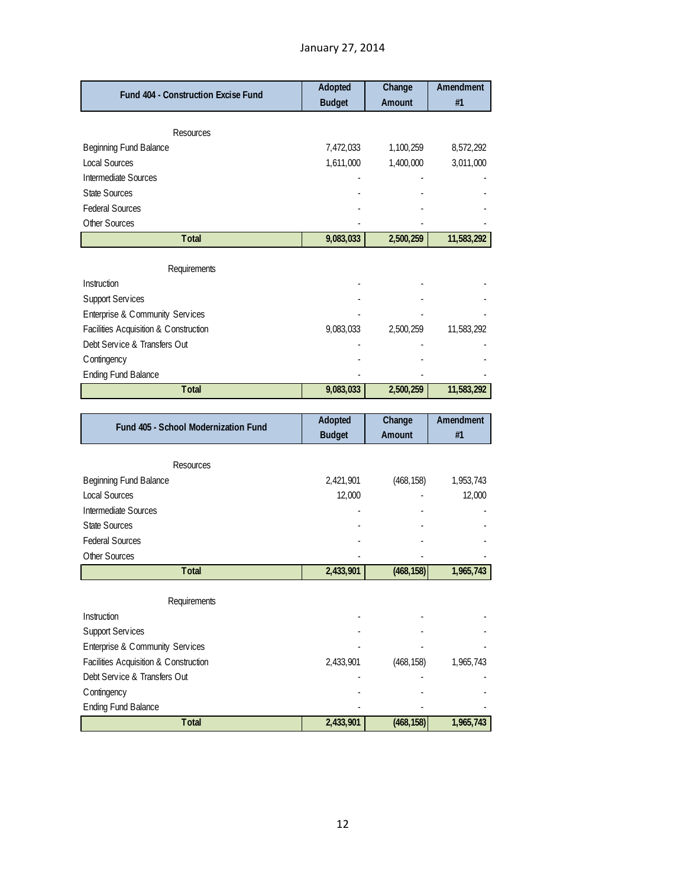January 27, 2014

| Fund 404 - Construction Excise Fund | Adopted Budget | Change Amount | Amendment #1 |
|---|---|---|---|
| Resources | | | |
| Beginning Fund Balance | 7,472,033 | 1,100,259 | 8,572,292 |
| Local Sources | 1,611,000 | 1,400,000 | 3,011,000 |
| Intermediate Sources | - | - | - |
| State Sources | - | - | - |
| Federal Sources | - | - | - |
| Other Sources | - | - | - |
| **Total** | **9,083,033** | **2,500,259** | **11,583,292** |
| Requirements | | | |
| Instruction | - | - | - |
| Support Services | - | - | - |
| Enterprise & Community Services | - | - | - |
| Facilities Acquisition & Construction | 9,083,033 | 2,500,259 | 11,583,292 |
| Debt Service & Transfers Out | - | - | - |
| Contingency | - | - | - |
| Ending Fund Balance | - | - | - |
| **Total** | **9,083,033** | **2,500,259** | **11,583,292** |

| Fund 405 - School Modernization Fund | Adopted Budget | Change Amount | Amendment #1 |
|---|---|---|---|
| Resources | | | |
| Beginning Fund Balance | 2,421,901 | (468,158) | 1,953,743 |
| Local Sources | 12,000 | - | 12,000 |
| Intermediate Sources | - | - | - |
| State Sources | - | - | - |
| Federal Sources | - | - | - |
| Other Sources | - | - | - |
| **Total** | **2,433,901** | **(468,158)** | **1,965,743** |
| Requirements | | | |
| Instruction | - | - | - |
| Support Services | - | - | - |
| Enterprise & Community Services | - | - | - |
| Facilities Acquisition & Construction | 2,433,901 | (468,158) | 1,965,743 |
| Debt Service & Transfers Out | - | - | - |
| Contingency | - | - | - |
| Ending Fund Balance | - | - | - |
| **Total** | **2,433,901** | **(468,158)** | **1,965,743** |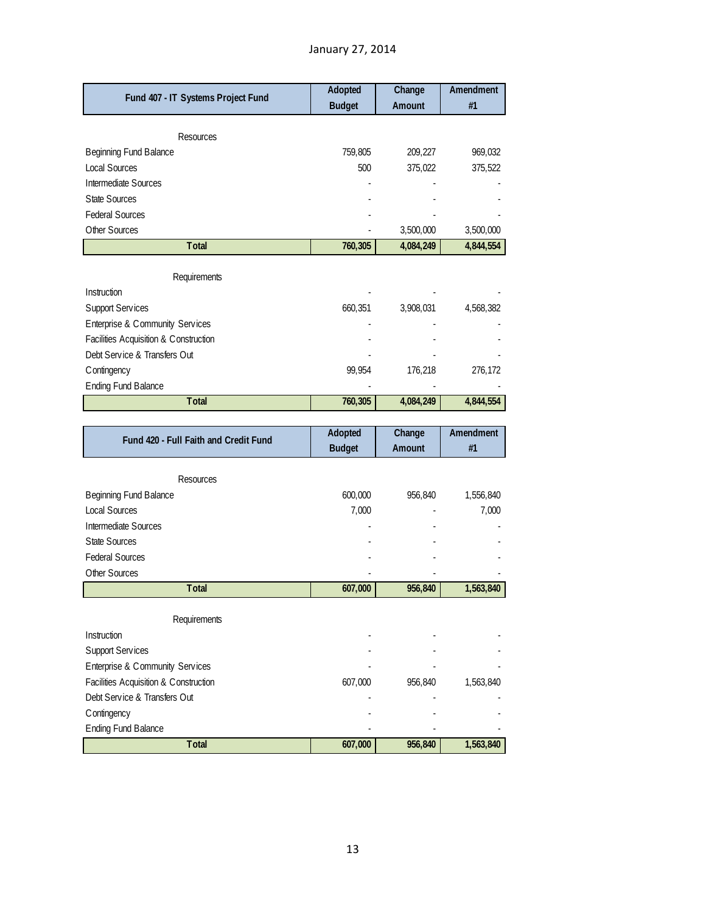January 27, 2014

| Fund 407 - IT Systems Project Fund | Adopted Budget | Change Amount | Amendment #1 |
|---|---|---|---|
| Resources | | | |
| Beginning Fund Balance | 759,805 | 209,227 | 969,032 |
| Local Sources | 500 | 375,022 | 375,522 |
| Intermediate Sources | - | - | - |
| State Sources | - | - | - |
| Federal Sources | - | - | - |
| Other Sources | - | 3,500,000 | 3,500,000 |
| **Total** | **760,305** | **4,084,249** | **4,844,554** |
| Requirements | | | |
| Instruction | - | - | - |
| Support Services | 660,351 | 3,908,031 | 4,568,382 |
| Enterprise & Community Services | - | - | - |
| Facilities Acquisition & Construction | - | - | - |
| Debt Service & Transfers Out | - | - | - |
| Contingency | 99,954 | 176,218 | 276,172 |
| Ending Fund Balance | - | - | - |
| **Total** | **760,305** | **4,084,249** | **4,844,554** |

| Fund 420 - Full Faith and Credit Fund | Adopted Budget | Change Amount | Amendment #1 |
|---|---|---|---|
| Resources | | | |
| Beginning Fund Balance | 600,000 | 956,840 | 1,556,840 |
| Local Sources | 7,000 | - | 7,000 |
| Intermediate Sources | - | - | - |
| State Sources | - | - | - |
| Federal Sources | - | - | - |
| Other Sources | - | - | - |
| **Total** | **607,000** | **956,840** | **1,563,840** |
| Requirements | | | |
| Instruction | - | - | - |
| Support Services | - | - | - |
| Enterprise & Community Services | - | - | - |
| Facilities Acquisition & Construction | 607,000 | 956,840 | 1,563,840 |
| Debt Service & Transfers Out | - | - | - |
| Contingency | - | - | - |
| Ending Fund Balance | - | - | - |
| **Total** | **607,000** | **956,840** | **1,563,840** |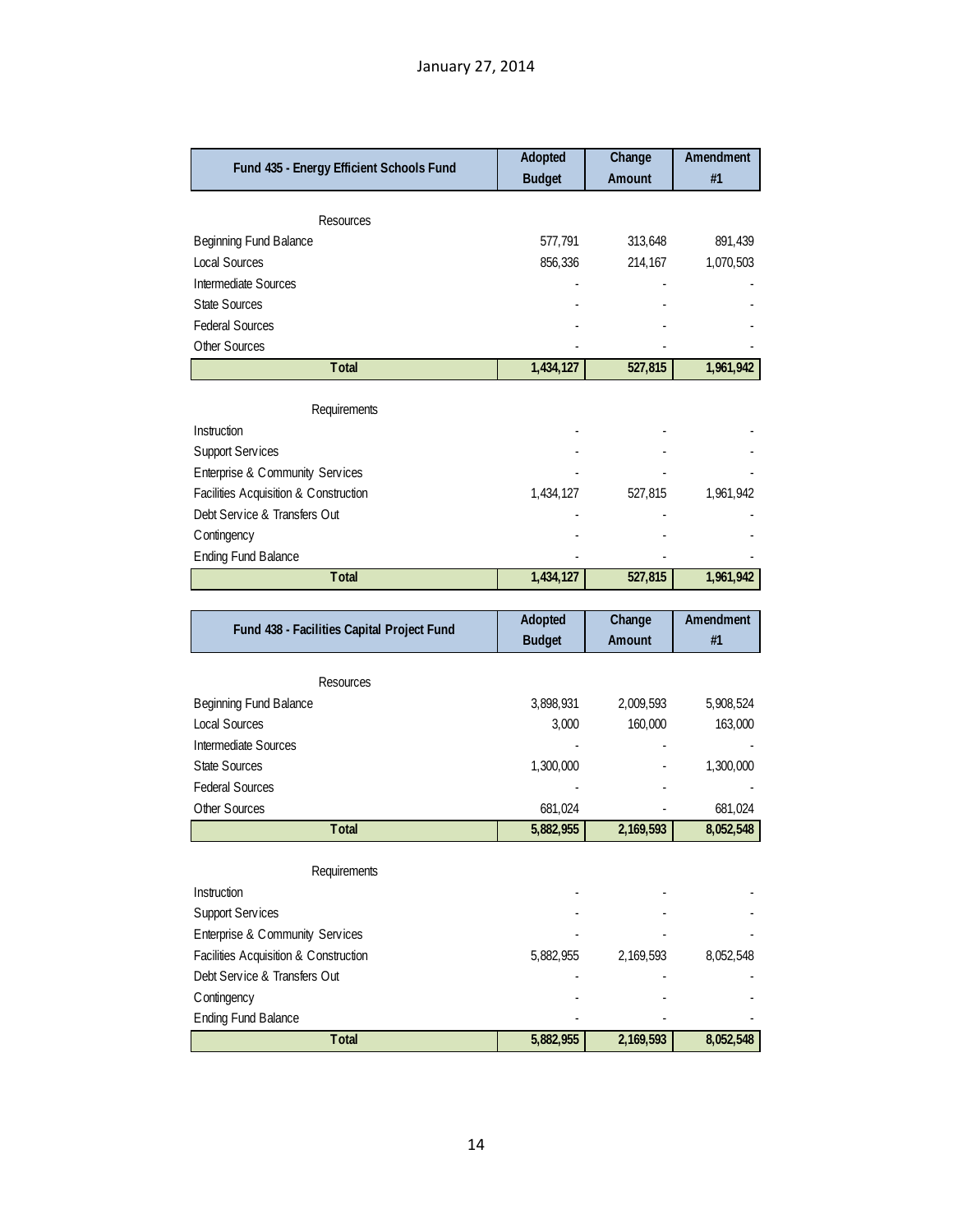January 27, 2014

| Fund 435 - Energy Efficient Schools Fund | Adopted Budget | Change Amount | Amendment #1 |
|---|---|---|---|
| Resources | | | |
| Beginning Fund Balance | 577,791 | 313,648 | 891,439 |
| Local Sources | 856,336 | 214,167 | 1,070,503 |
| Intermediate Sources | - | - | - |
| State Sources | - | - | - |
| Federal Sources | - | - | - |
| Other Sources | - | - | - |
| **Total** | **1,434,127** | **527,815** | **1,961,942** |
| Requirements | | | |
| Instruction | - | - | - |
| Support Services | - | - | - |
| Enterprise & Community Services | - | - | - |
| Facilities Acquisition & Construction | 1,434,127 | 527,815 | 1,961,942 |
| Debt Service & Transfers Out | - | - | - |
| Contingency | - | - | - |
| Ending Fund Balance | - | - | - |
| **Total** | **1,434,127** | **527,815** | **1,961,942** |

| Fund 438 - Facilities Capital Project Fund | Adopted Budget | Change Amount | Amendment #1 |
|---|---|---|---|
| Resources | | | |
| Beginning Fund Balance | 3,898,931 | 2,009,593 | 5,908,524 |
| Local Sources | 3,000 | 160,000 | 163,000 |
| Intermediate Sources | - | - | - |
| State Sources | 1,300,000 | - | 1,300,000 |
| Federal Sources | - | - | - |
| Other Sources | 681,024 | - | 681,024 |
| **Total** | **5,882,955** | **2,169,593** | **8,052,548** |
| Requirements | | | |
| Instruction | - | - | - |
| Support Services | - | - | - |
| Enterprise & Community Services | - | - | - |
| Facilities Acquisition & Construction | 5,882,955 | 2,169,593 | 8,052,548 |
| Debt Service & Transfers Out | - | - | - |
| Contingency | - | - | - |
| Ending Fund Balance | - | - | - |
| **Total** | **5,882,955** | **2,169,593** | **8,052,548** |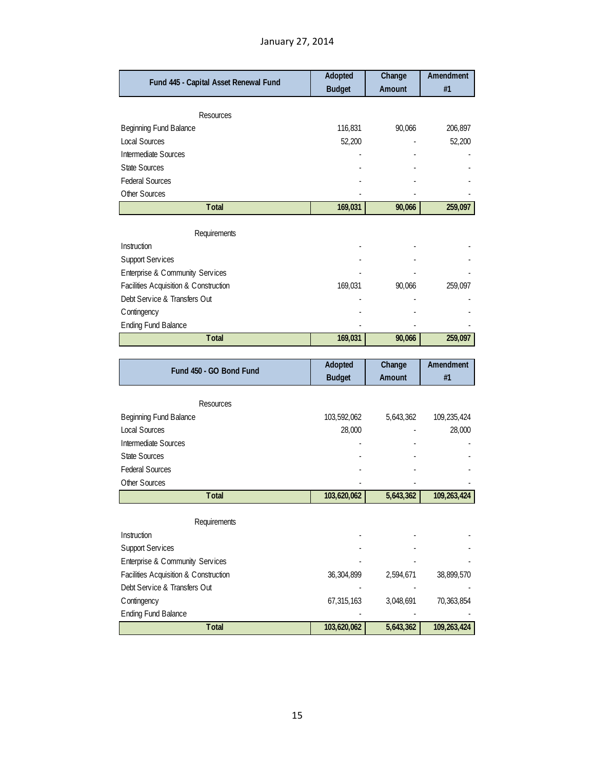January 27, 2014

| Fund 445 - Capital Asset Renewal Fund | Adopted Budget | Change Amount | Amendment #1 |
|---|---|---|---|
| Resources | | | |
| Beginning Fund Balance | 116,831 | 90,066 | 206,897 |
| Local Sources | 52,200 | - | 52,200 |
| Intermediate Sources | - | - | - |
| State Sources | - | - | - |
| Federal Sources | - | - | - |
| Other Sources | - | - | - |
| **Total** | **169,031** | **90,066** | **259,097** |
| Requirements | | | |
| Instruction | - | - | - |
| Support Services | - | - | - |
| Enterprise & Community Services | - | - | - |
| Facilities Acquisition & Construction | 169,031 | 90,066 | 259,097 |
| Debt Service & Transfers Out | - | - | - |
| Contingency | - | - | - |
| Ending Fund Balance | - | - | - |
| **Total** | **169,031** | **90,066** | **259,097** |

| Fund 450 - GO Bond Fund | Adopted Budget | Change Amount | Amendment #1 |
|---|---|---|---|
| Resources | | | |
| Beginning Fund Balance | 103,592,062 | 5,643,362 | 109,235,424 |
| Local Sources | 28,000 | - | 28,000 |
| Intermediate Sources | - | - | - |
| State Sources | - | - | - |
| Federal Sources | - | - | - |
| Other Sources | - | - | - |
| **Total** | **103,620,062** | **5,643,362** | **109,263,424** |
| Requirements | | | |
| Instruction | - | - | - |
| Support Services | - | - | - |
| Enterprise & Community Services | - | - | - |
| Facilities Acquisition & Construction | 36,304,899 | 2,594,671 | 38,899,570 |
| Debt Service & Transfers Out | - | - | - |
| Contingency | 67,315,163 | 3,048,691 | 70,363,854 |
| Ending Fund Balance | - | - | - |
| **Total** | **103,620,062** | **5,643,362** | **109,263,424** |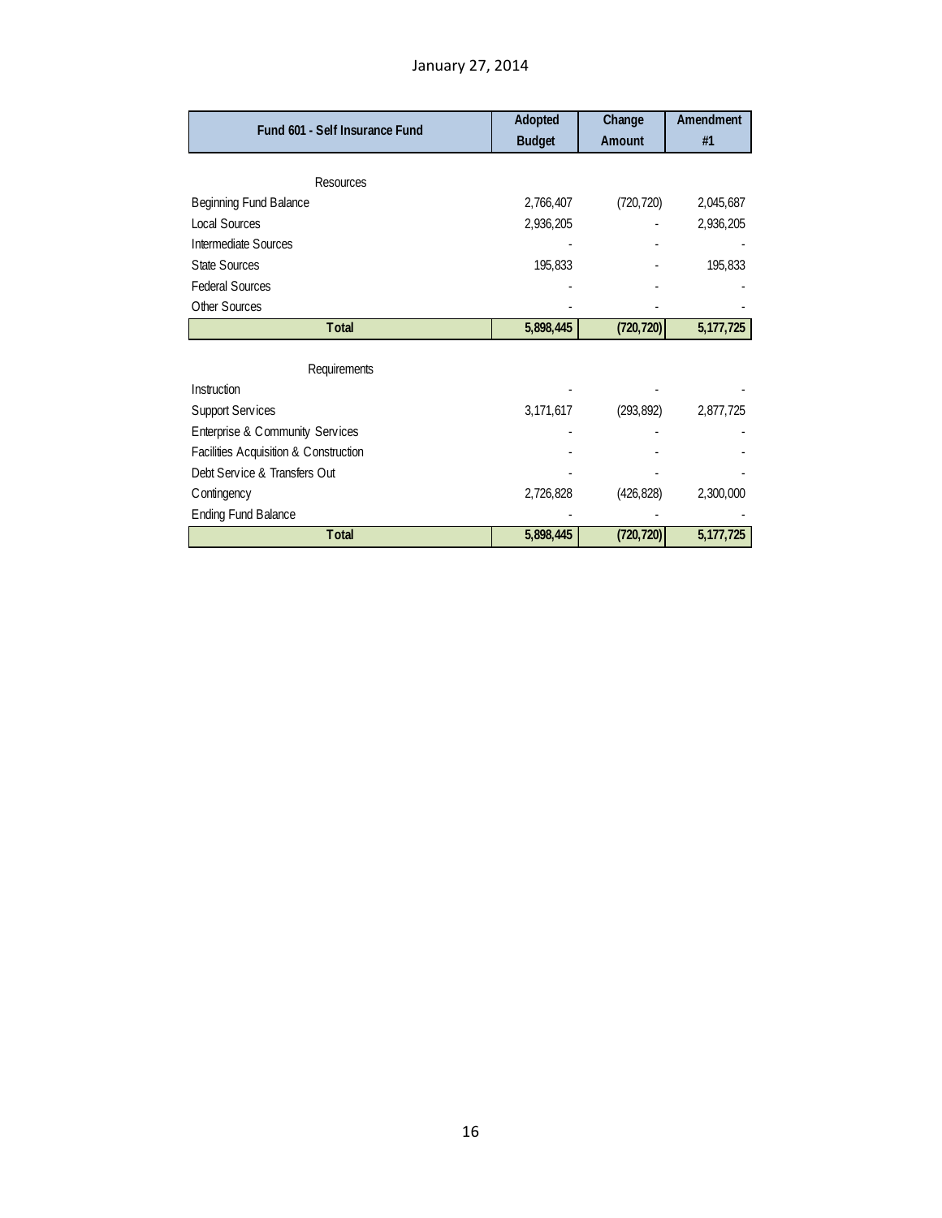January 27, 2014

| Fund 601 - Self Insurance Fund | Adopted Budget | Change Amount | Amendment #1 |
|---|---|---|---|
| Resources | | | |
| Beginning Fund Balance | 2,766,407 | (720,720) | 2,045,687 |
| Local Sources | 2,936,205 | - | 2,936,205 |
| Intermediate Sources | - | - | - |
| State Sources | 195,833 | - | 195,833 |
| Federal Sources | - | - | - |
| Other Sources | - | - | - |
| **Total** | **5,898,445** | **(720,720)** | **5,177,725** |
| Requirements | | | |
| Instruction | - | - | - |
| Support Services | 3,171,617 | (293,892) | 2,877,725 |
| Enterprise & Community Services | - | - | - |
| Facilities Acquisition & Construction | - | - | - |
| Debt Service & Transfers Out | - | - | - |
| Contingency | 2,726,828 | (426,828) | 2,300,000 |
| Ending Fund Balance | - | - | - |
| **Total** | **5,898,445** | **(720,720)** | **5,177,725** |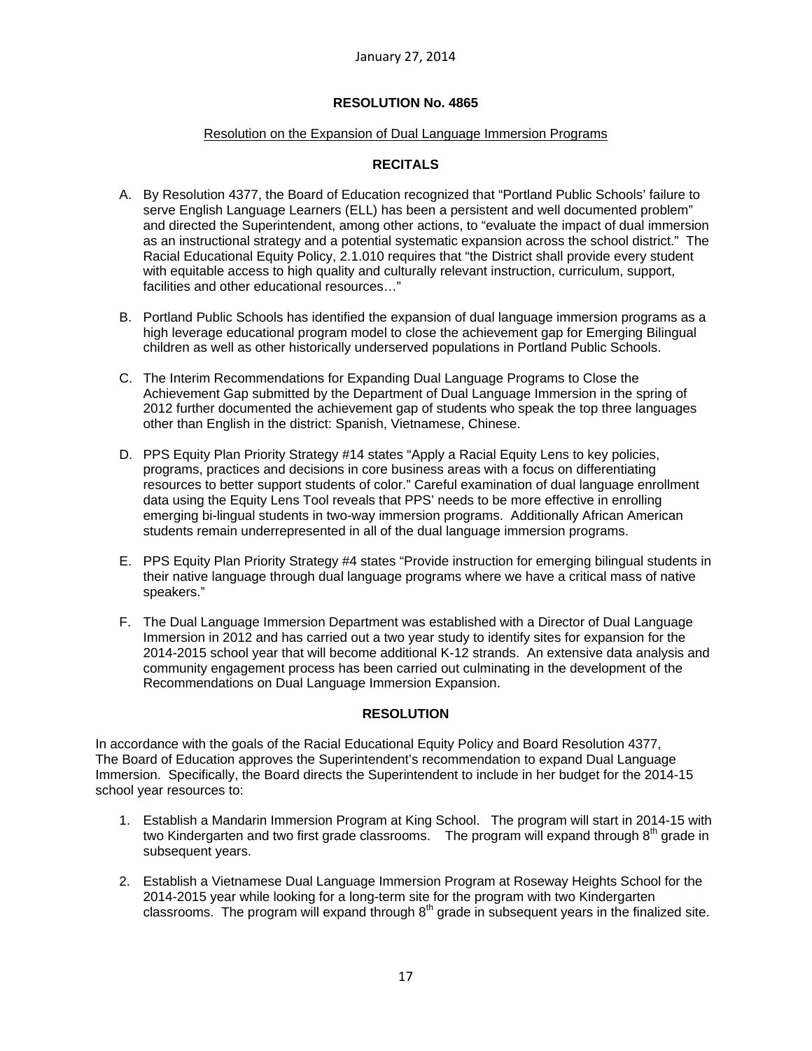January 27, 2014

**RESOLUTION No. 4865**

Resolution on the Expansion of Dual Language Immersion Programs

**RECITALS**

A. By Resolution 4377, the Board of Education recognized that "Portland Public Schools' failure to serve English Language Learners (ELL) has been a persistent and well documented problem" and directed the Superintendent, among other actions, to "evaluate the impact of dual immersion as an instructional strategy and a potential systematic expansion across the school district." The Racial Educational Equity Policy, 2.1.010 requires that "the District shall provide every student with equitable access to high quality and culturally relevant instruction, curriculum, support, facilities and other educational resources…"

B. Portland Public Schools has identified the expansion of dual language immersion programs as a high leverage educational program model to close the achievement gap for Emerging Bilingual children as well as other historically underserved populations in Portland Public Schools.

C. The Interim Recommendations for Expanding Dual Language Programs to Close the Achievement Gap submitted by the Department of Dual Language Immersion in the spring of 2012 further documented the achievement gap of students who speak the top three languages other than English in the district: Spanish, Vietnamese, Chinese.

D. PPS Equity Plan Priority Strategy #14 states "Apply a Racial Equity Lens to key policies, programs, practices and decisions in core business areas with a focus on differentiating resources to better support students of color." Careful examination of dual language enrollment data using the Equity Lens Tool reveals that PPS' needs to be more effective in enrolling emerging bi-lingual students in two-way immersion programs. Additionally African American students remain underrepresented in all of the dual language immersion programs.

E. PPS Equity Plan Priority Strategy #4 states "Provide instruction for emerging bilingual students in their native language through dual language programs where we have a critical mass of native speakers."

F. The Dual Language Immersion Department was established with a Director of Dual Language Immersion in 2012 and has carried out a two year study to identify sites for expansion for the 2014-2015 school year that will become additional K-12 strands. An extensive data analysis and community engagement process has been carried out culminating in the development of the Recommendations on Dual Language Immersion Expansion.

**RESOLUTION**

In accordance with the goals of the Racial Educational Equity Policy and Board Resolution 4377, The Board of Education approves the Superintendent's recommendation to expand Dual Language Immersion. Specifically, the Board directs the Superintendent to include in her budget for the 2014-15 school year resources to:

1. Establish a Mandarin Immersion Program at King School. The program will start in 2014-15 with two Kindergarten and two first grade classrooms. The program will expand through 8th grade in subsequent years.

2. Establish a Vietnamese Dual Language Immersion Program at Roseway Heights School for the 2014-2015 year while looking for a long-term site for the program with two Kindergarten classrooms. The program will expand through 8th grade in subsequent years in the finalized site.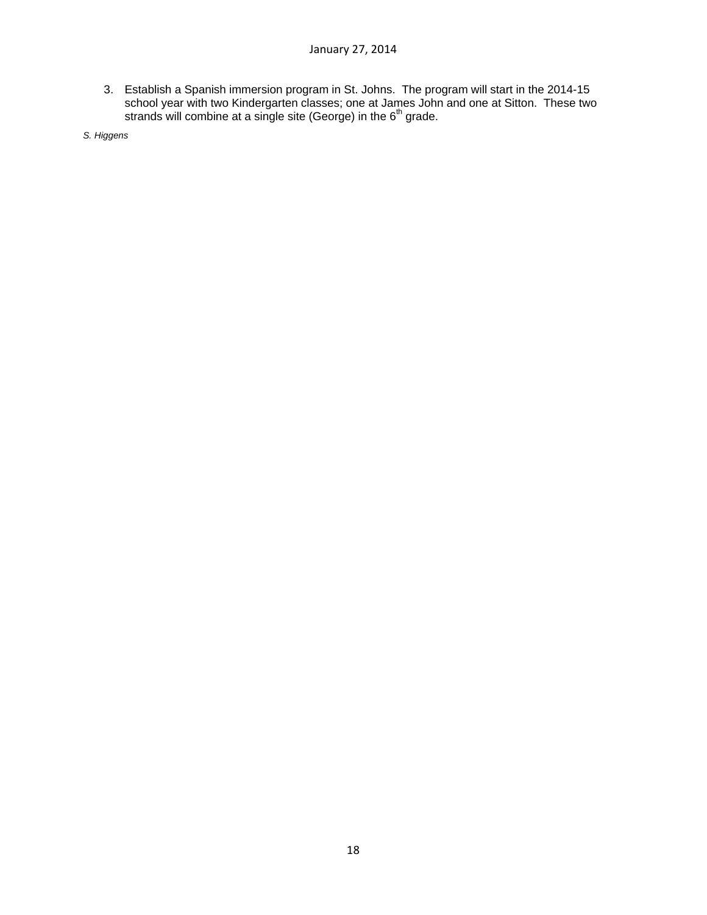3. Establish a Spanish immersion program in St. Johns. The program will start in the 2014-15 school year with two Kindergarten classes; one at James John and one at Sitton. These two strands will combine at a single site (George) in the 6th grade.

*S. Higgens*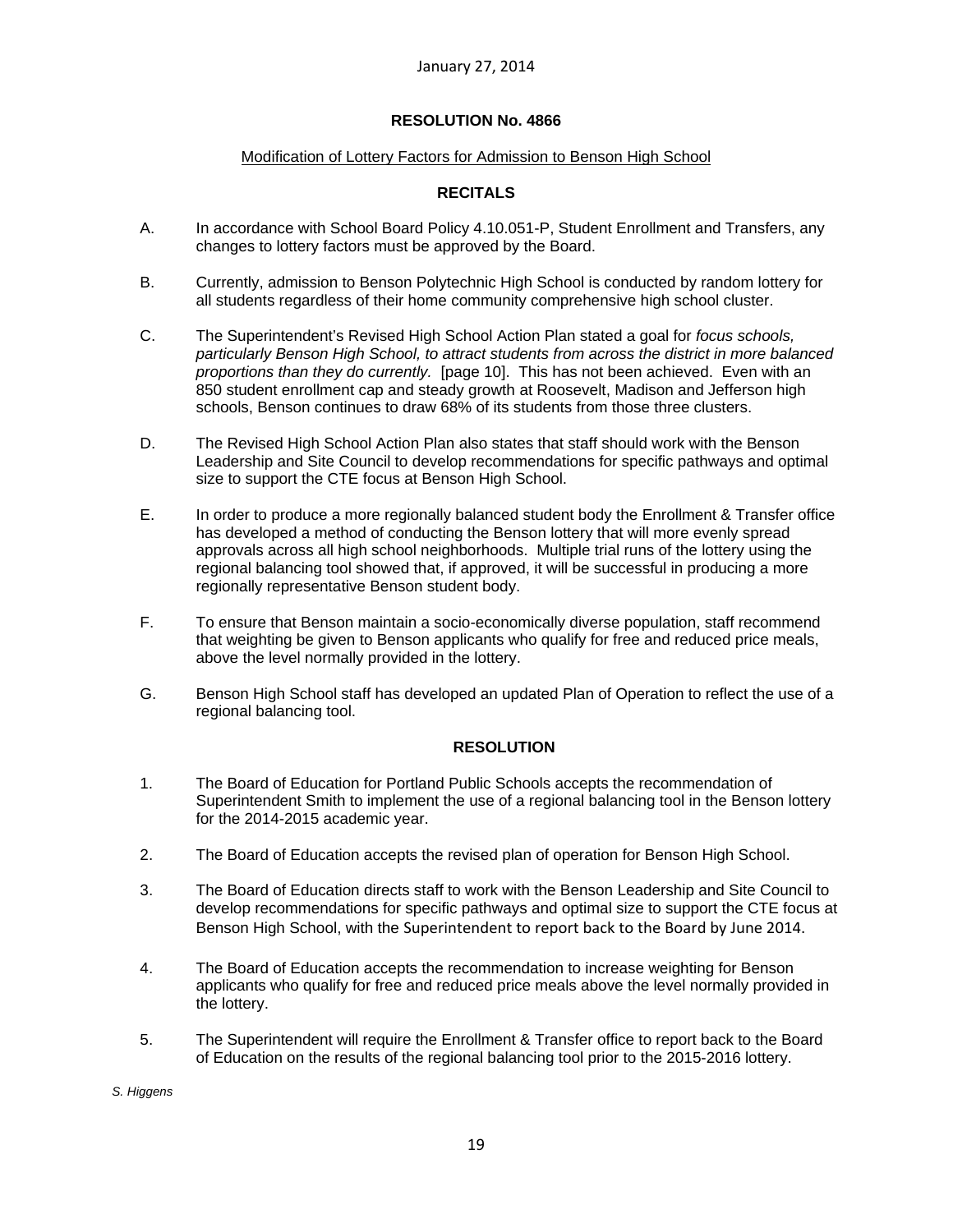January 27, 2014

**RESOLUTION No. 4866**

Modification of Lottery Factors for Admission to Benson High School

**RECITALS**

A. In accordance with School Board Policy 4.10.051-P, Student Enrollment and Transfers, any changes to lottery factors must be approved by the Board.

B. Currently, admission to Benson Polytechnic High School is conducted by random lottery for all students regardless of their home community comprehensive high school cluster.

C. The Superintendent's Revised High School Action Plan stated a goal for *focus schools, particularly Benson High School, to attract students from across the district in more balanced proportions than they do currently.* [page 10]. This has not been achieved. Even with an 850 student enrollment cap and steady growth at Roosevelt, Madison and Jefferson high schools, Benson continues to draw 68% of its students from those three clusters.

D. The Revised High School Action Plan also states that staff should work with the Benson Leadership and Site Council to develop recommendations for specific pathways and optimal size to support the CTE focus at Benson High School.

E. In order to produce a more regionally balanced student body the Enrollment & Transfer office has developed a method of conducting the Benson lottery that will more evenly spread approvals across all high school neighborhoods. Multiple trial runs of the lottery using the regional balancing tool showed that, if approved, it will be successful in producing a more regionally representative Benson student body.

F. To ensure that Benson maintain a socio-economically diverse population, staff recommend that weighting be given to Benson applicants who qualify for free and reduced price meals, above the level normally provided in the lottery.

G. Benson High School staff has developed an updated Plan of Operation to reflect the use of a regional balancing tool.

**RESOLUTION**

1. The Board of Education for Portland Public Schools accepts the recommendation of Superintendent Smith to implement the use of a regional balancing tool in the Benson lottery for the 2014-2015 academic year.

2. The Board of Education accepts the revised plan of operation for Benson High School.

3. The Board of Education directs staff to work with the Benson Leadership and Site Council to develop recommendations for specific pathways and optimal size to support the CTE focus at Benson High School, with the Superintendent to report back to the Board by June 2014.

4. The Board of Education accepts the recommendation to increase weighting for Benson applicants who qualify for free and reduced price meals above the level normally provided in the lottery.

5. The Superintendent will require the Enrollment & Transfer office to report back to the Board of Education on the results of the regional balancing tool prior to the 2015-2016 lottery.

*S. Higgens*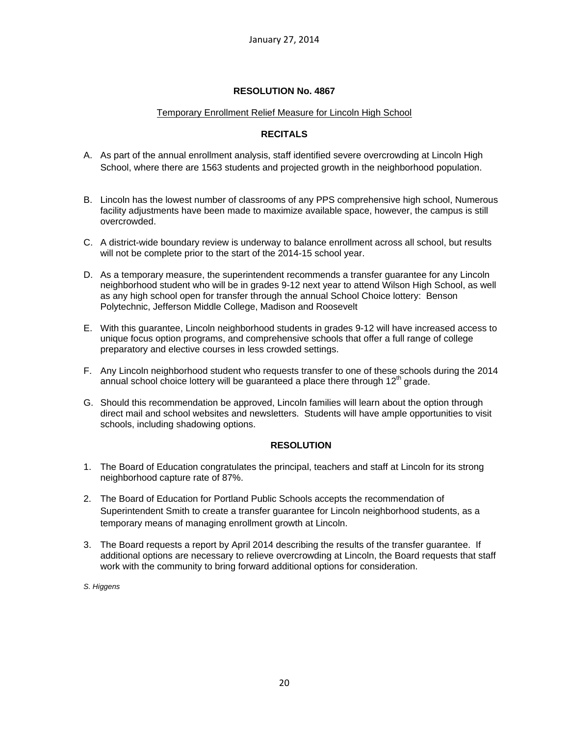January 27, 2014

**RESOLUTION No. 4867**

Temporary Enrollment Relief Measure for Lincoln High School

**RECITALS**

A. As part of the annual enrollment analysis, staff identified severe overcrowding at Lincoln High School, where there are 1563 students and projected growth in the neighborhood population.

B. Lincoln has the lowest number of classrooms of any PPS comprehensive high school, Numerous facility adjustments have been made to maximize available space, however, the campus is still overcrowded.

C. A district-wide boundary review is underway to balance enrollment across all school, but results will not be complete prior to the start of the 2014-15 school year.

D. As a temporary measure, the superintendent recommends a transfer guarantee for any Lincoln neighborhood student who will be in grades 9-12 next year to attend Wilson High School, as well as any high school open for transfer through the annual School Choice lottery: Benson Polytechnic, Jefferson Middle College, Madison and Roosevelt

E. With this guarantee, Lincoln neighborhood students in grades 9-12 will have increased access to unique focus option programs, and comprehensive schools that offer a full range of college preparatory and elective courses in less crowded settings.

F. Any Lincoln neighborhood student who requests transfer to one of these schools during the 2014 annual school choice lottery will be guaranteed a place there through 12th grade.

G. Should this recommendation be approved, Lincoln families will learn about the option through direct mail and school websites and newsletters. Students will have ample opportunities to visit schools, including shadowing options.

**RESOLUTION**

1. The Board of Education congratulates the principal, teachers and staff at Lincoln for its strong neighborhood capture rate of 87%.

2. The Board of Education for Portland Public Schools accepts the recommendation of Superintendent Smith to create a transfer guarantee for Lincoln neighborhood students, as a temporary means of managing enrollment growth at Lincoln.

3. The Board requests a report by April 2014 describing the results of the transfer guarantee. If additional options are necessary to relieve overcrowding at Lincoln, the Board requests that staff work with the community to bring forward additional options for consideration.

*S. Higgens*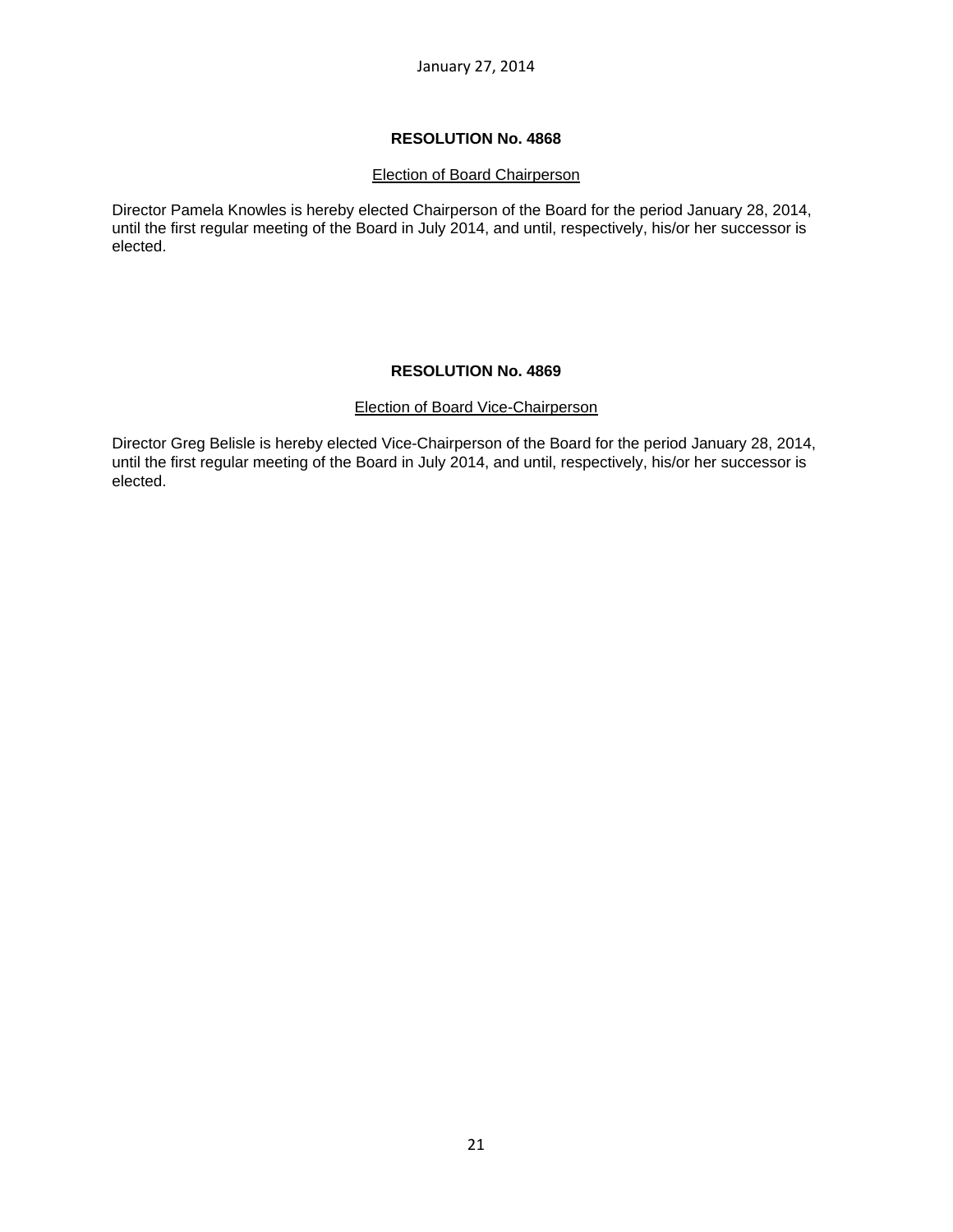January 27, 2014

**RESOLUTION No. 4868**

Election of Board Chairperson

Director Pamela Knowles is hereby elected Chairperson of the Board for the period January 28, 2014, until the first regular meeting of the Board in July 2014, and until, respectively, his/or her successor is elected.

**RESOLUTION No. 4869**

Election of Board Vice-Chairperson

Director Greg Belisle is hereby elected Vice-Chairperson of the Board for the period January 28, 2014, until the first regular meeting of the Board in July 2014, and until, respectively, his/or her successor is elected.